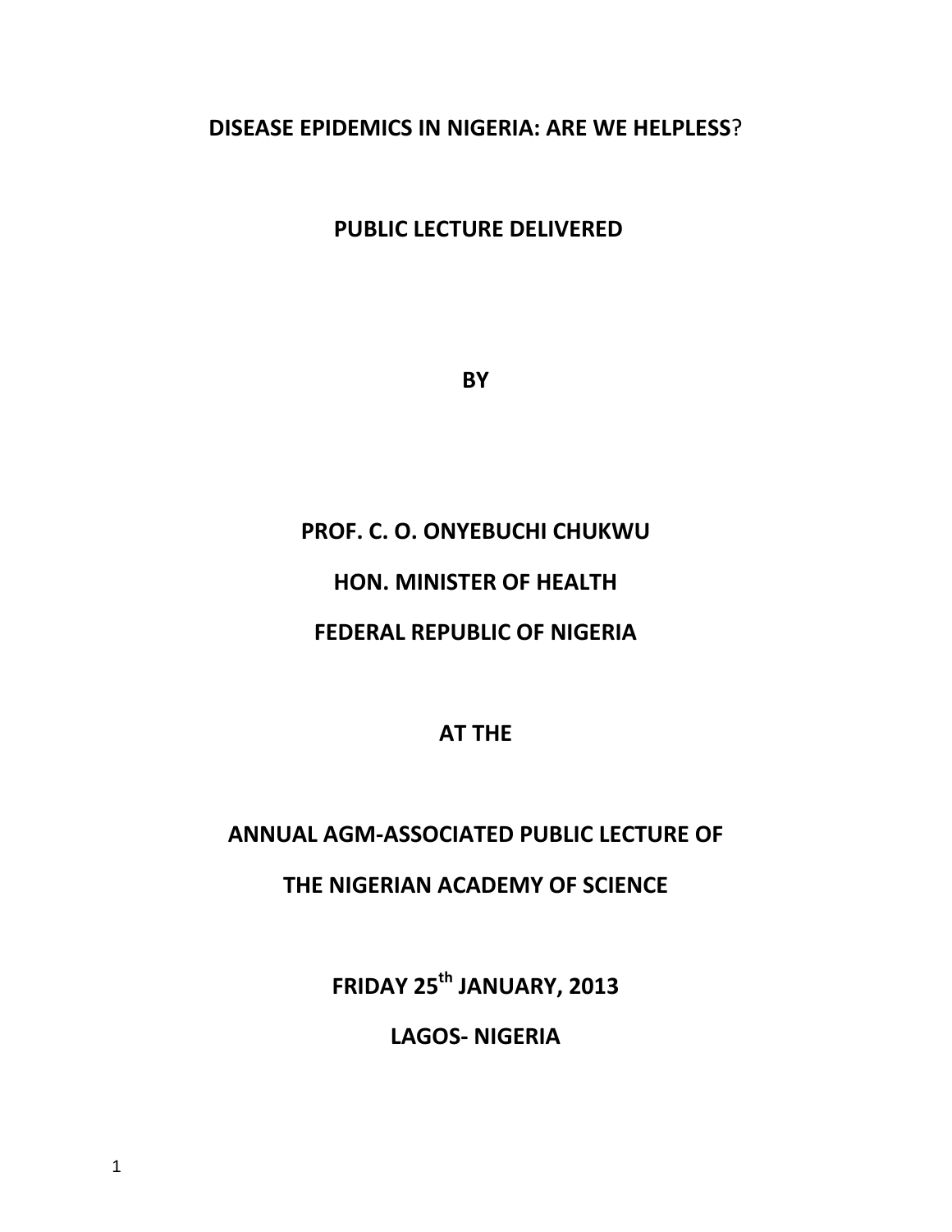# DISEASE EPIDEMICS IN NIGERIA: ARE WE HELPLESS?

**PUBLIC LECTURE DELIVERED**

**BY**

**PROF. C. O. ONYEBUCHI CHUKWU**

**HON. MINISTER OF HEALTH**

**FEDERAL REPUBLIC OF NIGERIA**

**AT THE**

**ANNUAL AGM-ASSOCIATED PUBLIC LECTURE OF**

**THE NIGERIAN ACADEMY OF SCIENCE**

**FRIDAY 25th JANUARY, 2013**

**LAGOS- NIGERIA**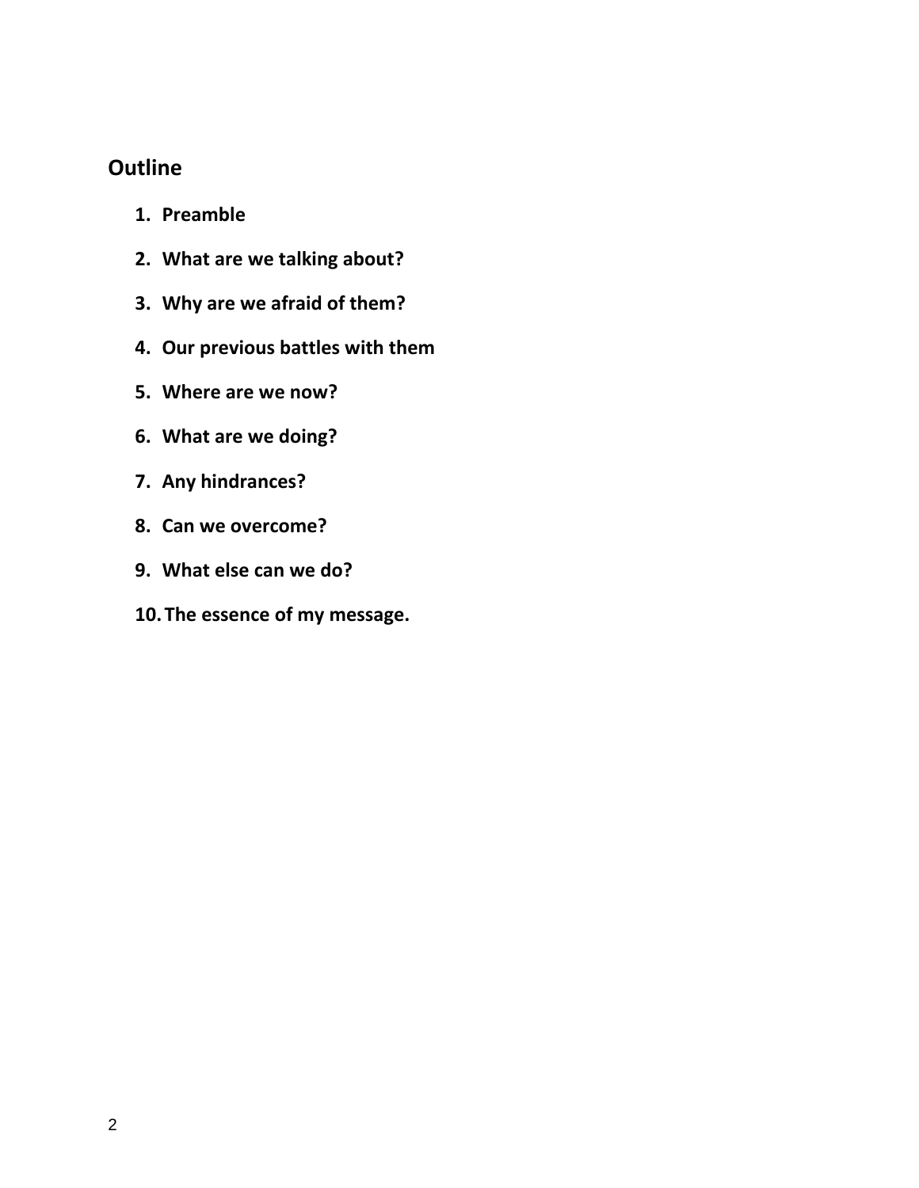## Outline

1. **Preamble**
2. **What are we talking about?**
3. **Why are we afraid of them?**
4. **Our previous battles with them**
5. **Where are we now?**
6. **What are we doing?**
7. **Any hindrances?**
8. **Can we overcome?**
9. **What else can we do?**
10. **The essence of my message.**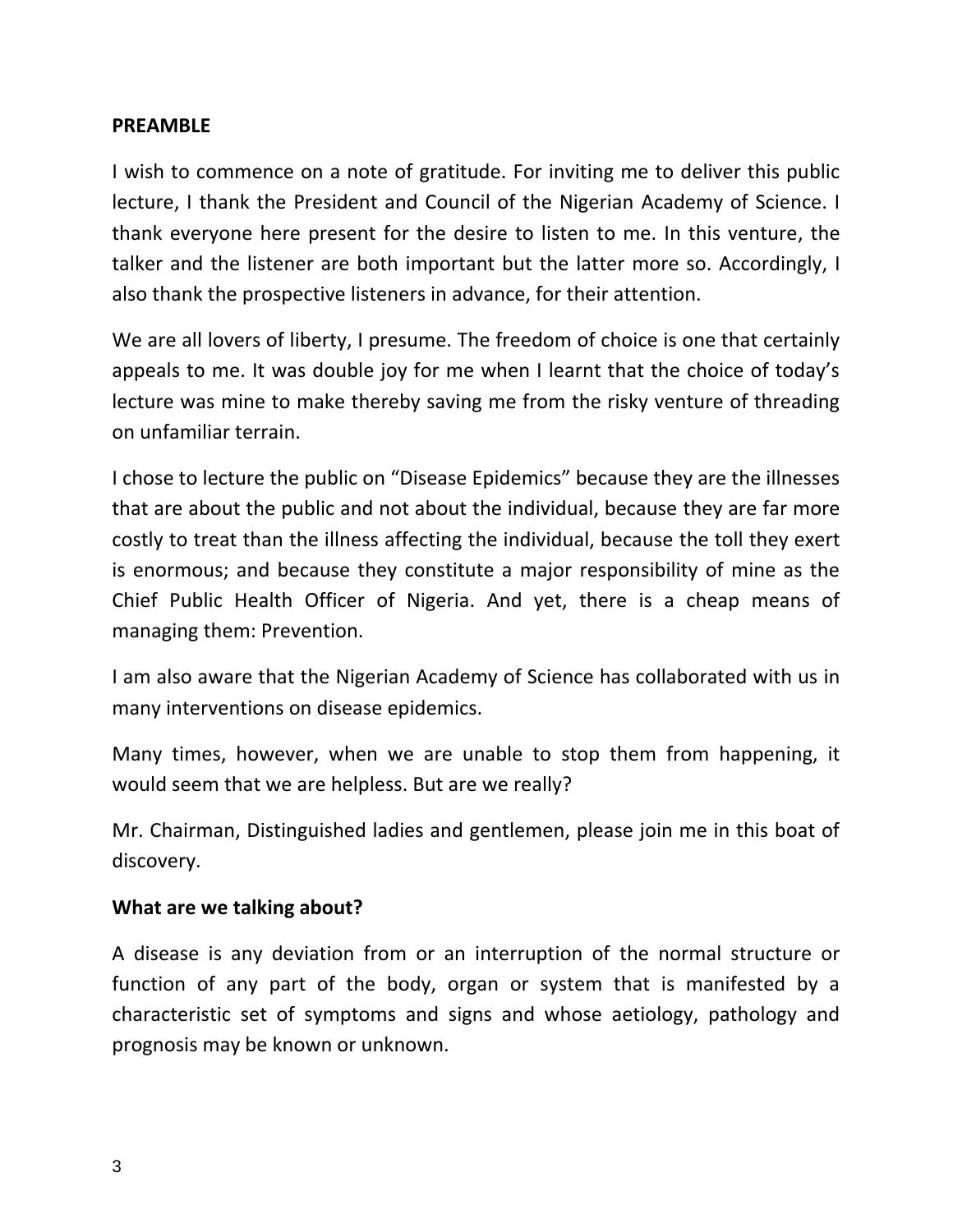## PREAMBLE

I wish to commence on a note of gratitude. For inviting me to deliver this public lecture, I thank the President and Council of the Nigerian Academy of Science. I thank everyone here present for the desire to listen to me. In this venture, the talker and the listener are both important but the latter more so. Accordingly, I also thank the prospective listeners in advance, for their attention.

We are all lovers of liberty, I presume. The freedom of choice is one that certainly appeals to me. It was double joy for me when I learnt that the choice of today's lecture was mine to make thereby saving me from the risky venture of threading on unfamiliar terrain.

I chose to lecture the public on "Disease Epidemics" because they are the illnesses that are about the public and not about the individual, because they are far more costly to treat than the illness affecting the individual, because the toll they exert is enormous; and because they constitute a major responsibility of mine as the Chief Public Health Officer of Nigeria. And yet, there is a cheap means of managing them: Prevention.

I am also aware that the Nigerian Academy of Science has collaborated with us in many interventions on disease epidemics.

Many times, however, when we are unable to stop them from happening, it would seem that we are helpless. But are we really?

Mr. Chairman, Distinguished ladies and gentlemen, please join me in this boat of discovery.

## What are we talking about?

A disease is any deviation from or an interruption of the normal structure or function of any part of the body, organ or system that is manifested by a characteristic set of symptoms and signs and whose aetiology, pathology and prognosis may be known or unknown.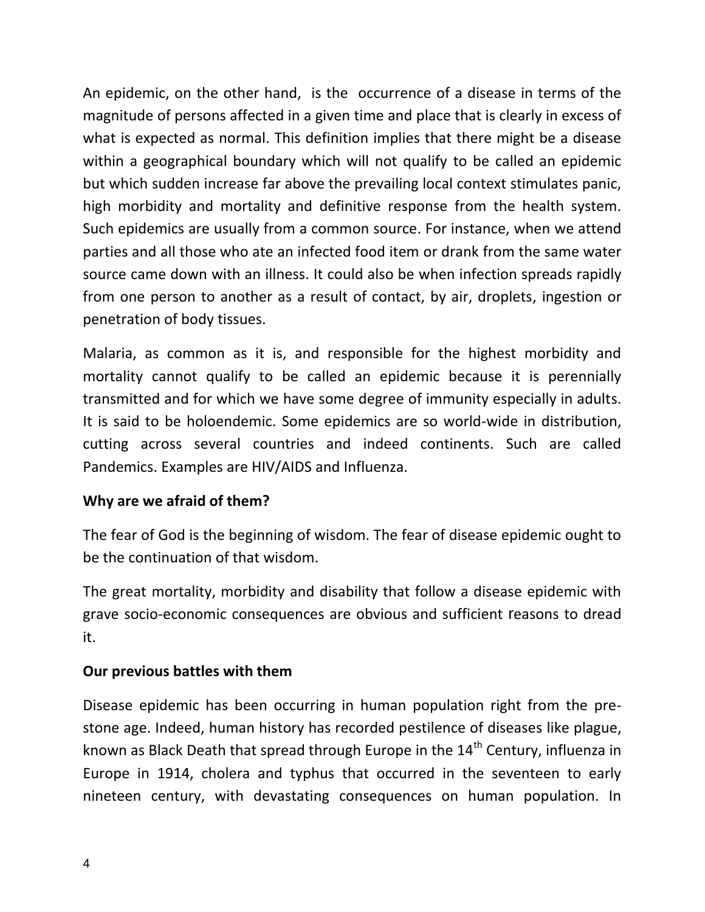An epidemic, on the other hand, is the occurrence of a disease in terms of the magnitude of persons affected in a given time and place that is clearly in excess of what is expected as normal. This definition implies that there might be a disease within a geographical boundary which will not qualify to be called an epidemic but which sudden increase far above the prevailing local context stimulates panic, high morbidity and mortality and definitive response from the health system. Such epidemics are usually from a common source. For instance, when we attend parties and all those who ate an infected food item or drank from the same water source came down with an illness. It could also be when infection spreads rapidly from one person to another as a result of contact, by air, droplets, ingestion or penetration of body tissues.

Malaria, as common as it is, and responsible for the highest morbidity and mortality cannot qualify to be called an epidemic because it is perennially transmitted and for which we have some degree of immunity especially in adults. It is said to be holoendemic. Some epidemics are so world-wide in distribution, cutting across several countries and indeed continents. Such are called Pandemics. Examples are HIV/AIDS and Influenza.

**Why are we afraid of them?**

The fear of God is the beginning of wisdom. The fear of disease epidemic ought to be the continuation of that wisdom.

The great mortality, morbidity and disability that follow a disease epidemic with grave socio-economic consequences are obvious and sufficient reasons to dread it.

**Our previous battles with them**

Disease epidemic has been occurring in human population right from the pre-stone age. Indeed, human history has recorded pestilence of diseases like plague, known as Black Death that spread through Europe in the 14th Century, influenza in Europe in 1914, cholera and typhus that occurred in the seventeen to early nineteen century, with devastating consequences on human population. In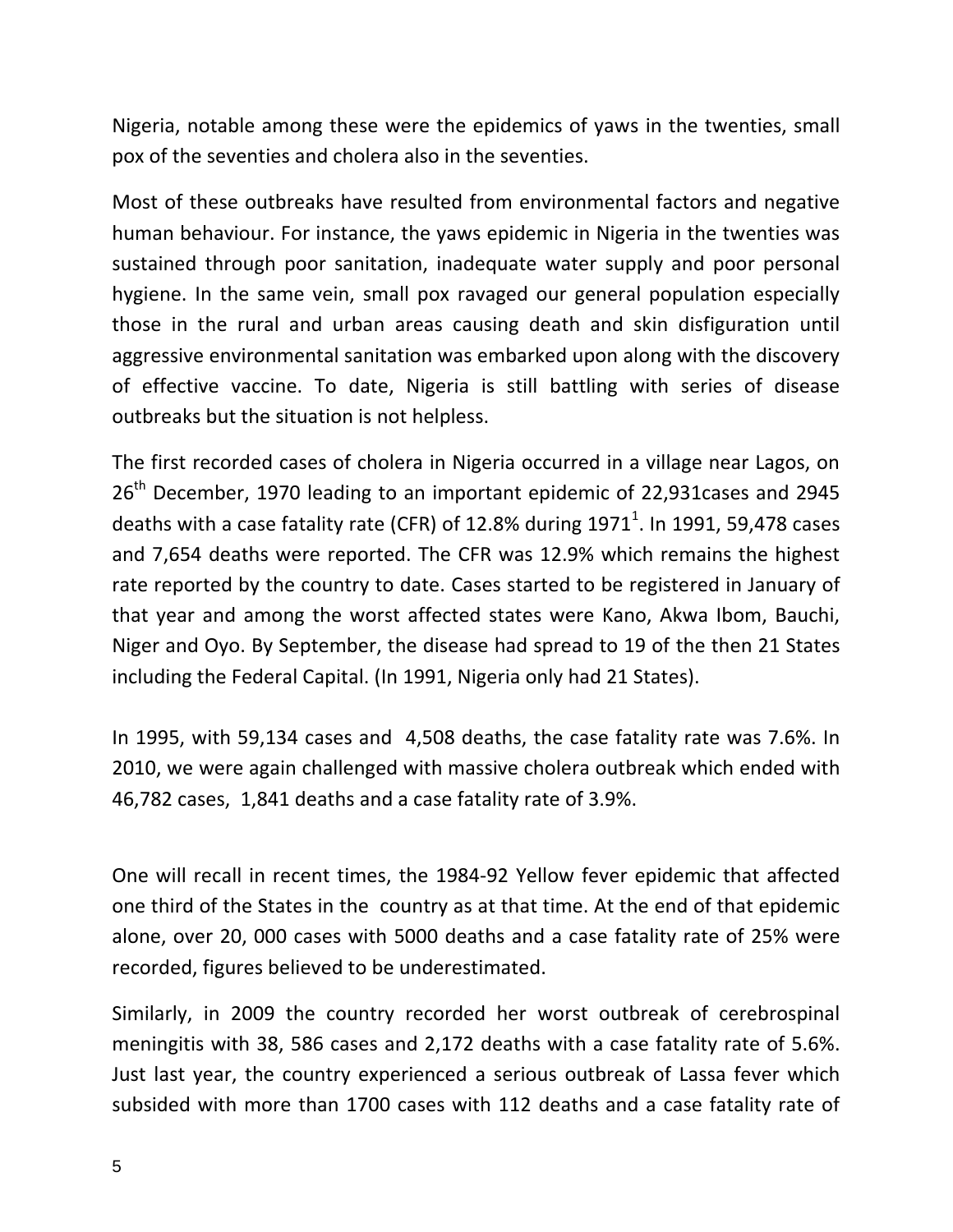Nigeria, notable among these were the epidemics of yaws in the twenties, small pox of the seventies and cholera also in the seventies.

Most of these outbreaks have resulted from environmental factors and negative human behaviour. For instance, the yaws epidemic in Nigeria in the twenties was sustained through poor sanitation, inadequate water supply and poor personal hygiene. In the same vein, small pox ravaged our general population especially those in the rural and urban areas causing death and skin disfiguration until aggressive environmental sanitation was embarked upon along with the discovery of effective vaccine. To date, Nigeria is still battling with series of disease outbreaks but the situation is not helpless.

The first recorded cases of cholera in Nigeria occurred in a village near Lagos, on 26th December, 1970 leading to an important epidemic of 22,931cases and 2945 deaths with a case fatality rate (CFR) of 12.8% during 1971[1]. In 1991, 59,478 cases and 7,654 deaths were reported. The CFR was 12.9% which remains the highest rate reported by the country to date. Cases started to be registered in January of that year and among the worst affected states were Kano, Akwa Ibom, Bauchi, Niger and Oyo. By September, the disease had spread to 19 of the then 21 States including the Federal Capital. (In 1991, Nigeria only had 21 States).

In 1995, with 59,134 cases and 4,508 deaths, the case fatality rate was 7.6%. In 2010, we were again challenged with massive cholera outbreak which ended with 46,782 cases, 1,841 deaths and a case fatality rate of 3.9%.

One will recall in recent times, the 1984-92 Yellow fever epidemic that affected one third of the States in the country as at that time. At the end of that epidemic alone, over 20, 000 cases with 5000 deaths and a case fatality rate of 25% were recorded, figures believed to be underestimated.

Similarly, in 2009 the country recorded her worst outbreak of cerebrospinal meningitis with 38, 586 cases and 2,172 deaths with a case fatality rate of 5.6%. Just last year, the country experienced a serious outbreak of Lassa fever which subsided with more than 1700 cases with 112 deaths and a case fatality rate of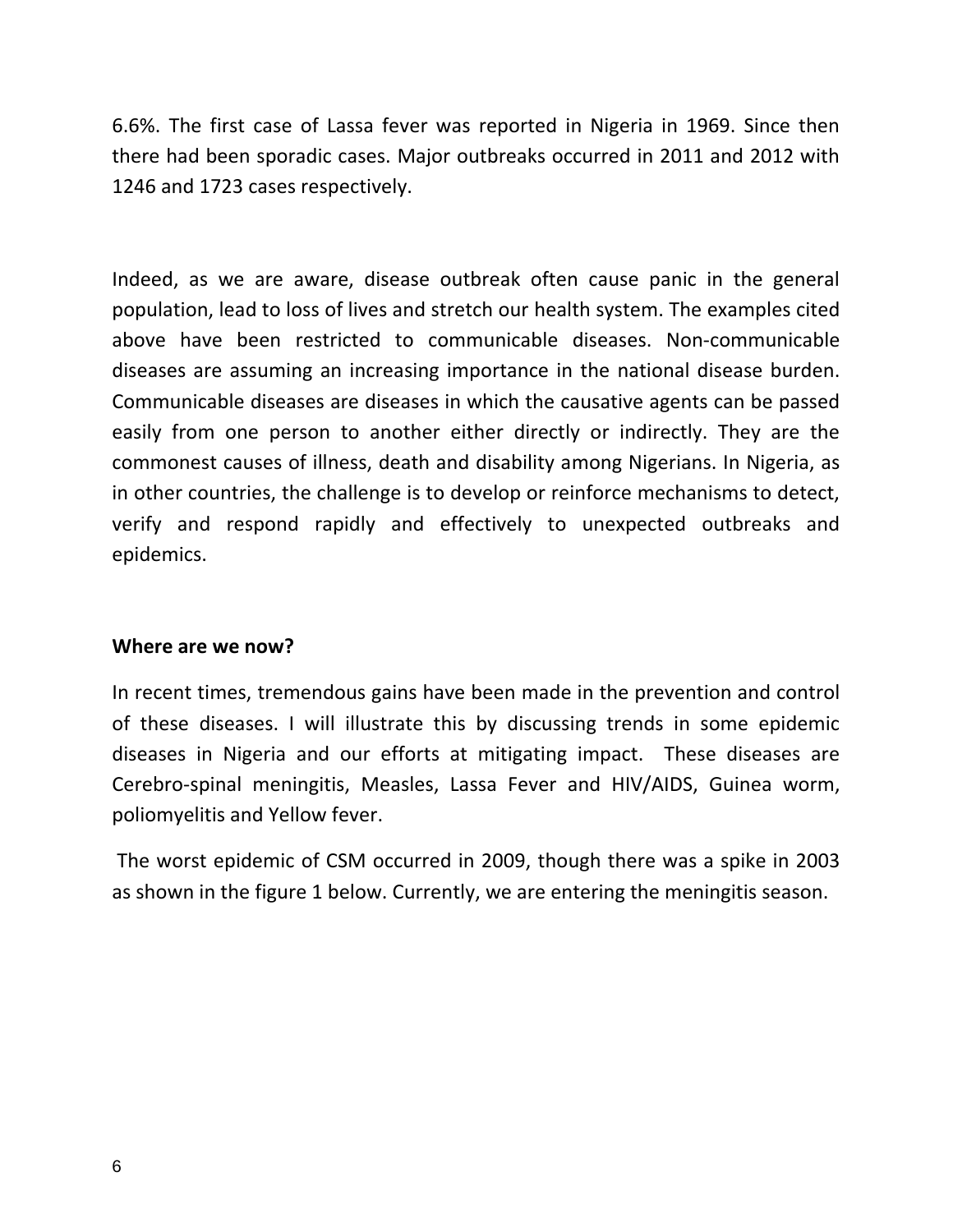6.6%. The first case of Lassa fever was reported in Nigeria in 1969. Since then there had been sporadic cases. Major outbreaks occurred in 2011 and 2012 with 1246 and 1723 cases respectively.

Indeed, as we are aware, disease outbreak often cause panic in the general population, lead to loss of lives and stretch our health system. The examples cited above have been restricted to communicable diseases. Non-communicable diseases are assuming an increasing importance in the national disease burden. Communicable diseases are diseases in which the causative agents can be passed easily from one person to another either directly or indirectly. They are the commonest causes of illness, death and disability among Nigerians. In Nigeria, as in other countries, the challenge is to develop or reinforce mechanisms to detect, verify and respond rapidly and effectively to unexpected outbreaks and epidemics.

**Where are we now?**

In recent times, tremendous gains have been made in the prevention and control of these diseases. I will illustrate this by discussing trends in some epidemic diseases in Nigeria and our efforts at mitigating impact. These diseases are Cerebro-spinal meningitis, Measles, Lassa Fever and HIV/AIDS, Guinea worm, poliomyelitis and Yellow fever.

The worst epidemic of CSM occurred in 2009, though there was a spike in 2003 as shown in the figure 1 below. Currently, we are entering the meningitis season.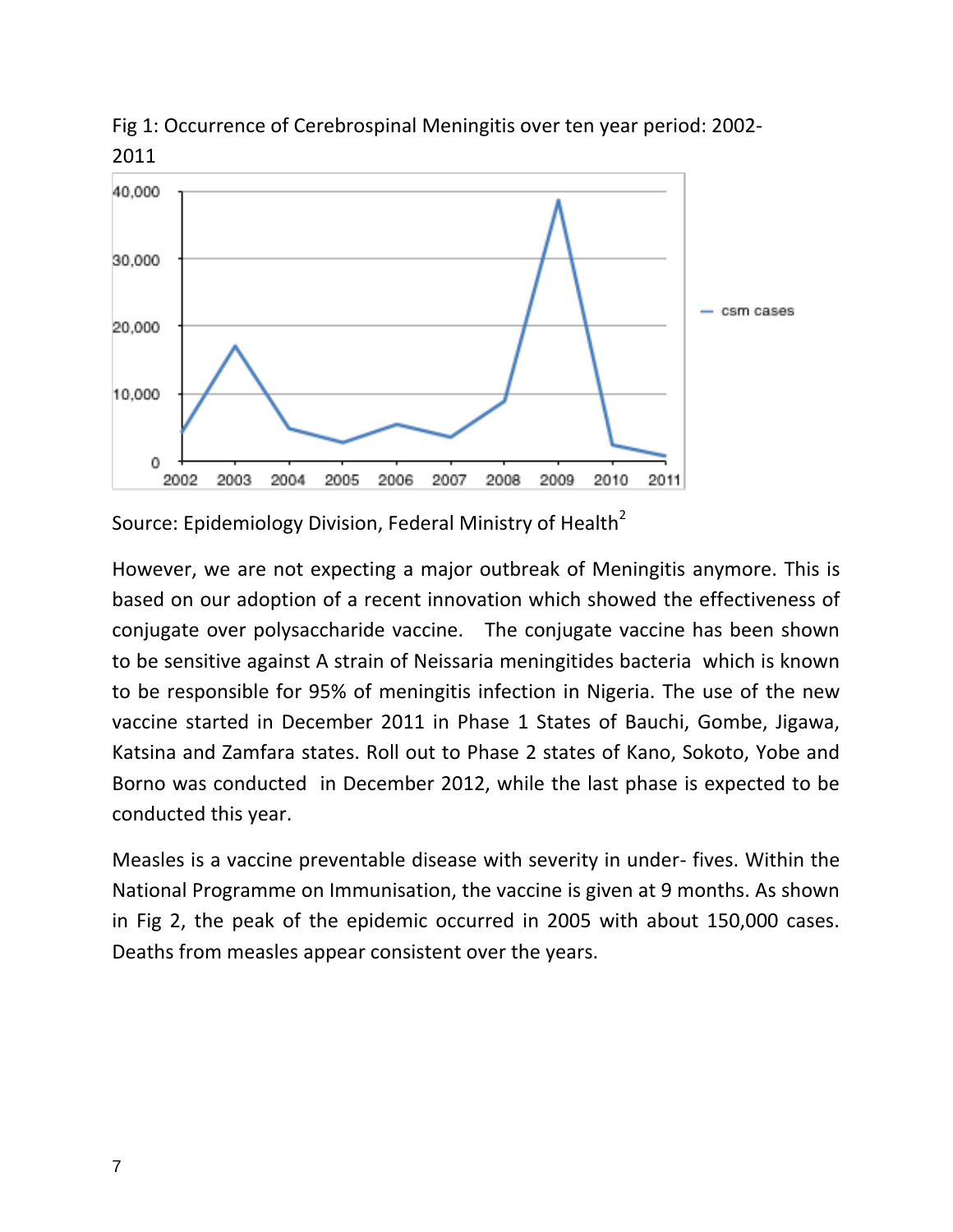Fig 1: Occurrence of Cerebrospinal Meningitis over ten year period: 2002-2011

Source: Epidemiology Division, Federal Ministry of Health[2]

However, we are not expecting a major outbreak of Meningitis anymore. This is based on our adoption of a recent innovation which showed the effectiveness of conjugate over polysaccharide vaccine. The conjugate vaccine has been shown to be sensitive against A strain of Neissaria meningitides bacteria which is known to be responsible for 95% of meningitis infection in Nigeria. The use of the new vaccine started in December 2011 in Phase 1 States of Bauchi, Gombe, Jigawa, Katsina and Zamfara states. Roll out to Phase 2 states of Kano, Sokoto, Yobe and Borno was conducted in December 2012, while the last phase is expected to be conducted this year.

Measles is a vaccine preventable disease with severity in under- fives. Within the National Programme on Immunisation, the vaccine is given at 9 months. As shown in Fig 2, the peak of the epidemic occurred in 2005 with about 150,000 cases. Deaths from measles appear consistent over the years.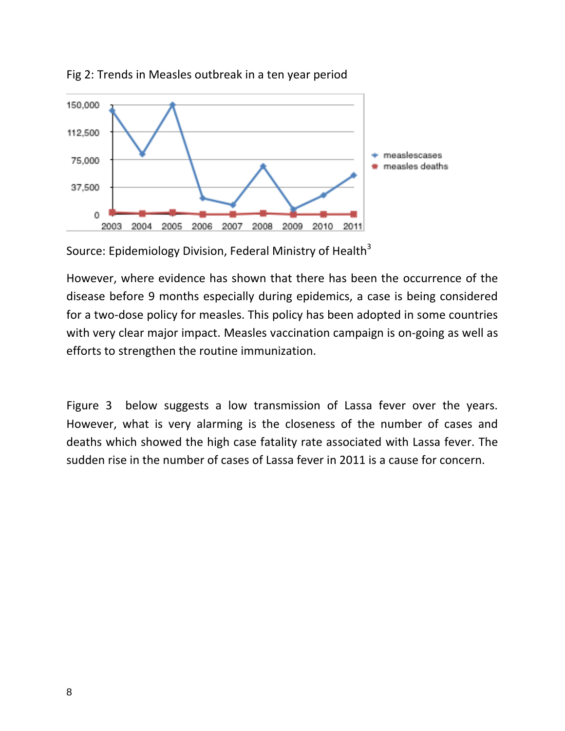Fig 2: Trends in Measles outbreak in a ten year period

Source: Epidemiology Division, Federal Ministry of Health[3]

However, where evidence has shown that there has been the occurrence of the disease before 9 months especially during epidemics, a case is being considered for a two-dose policy for measles. This policy has been adopted in some countries with very clear major impact. Measles vaccination campaign is on-going as well as efforts to strengthen the routine immunization.

Figure 3 below suggests a low transmission of Lassa fever over the years. However, what is very alarming is the closeness of the number of cases and deaths which showed the high case fatality rate associated with Lassa fever. The sudden rise in the number of cases of Lassa fever in 2011 is a cause for concern.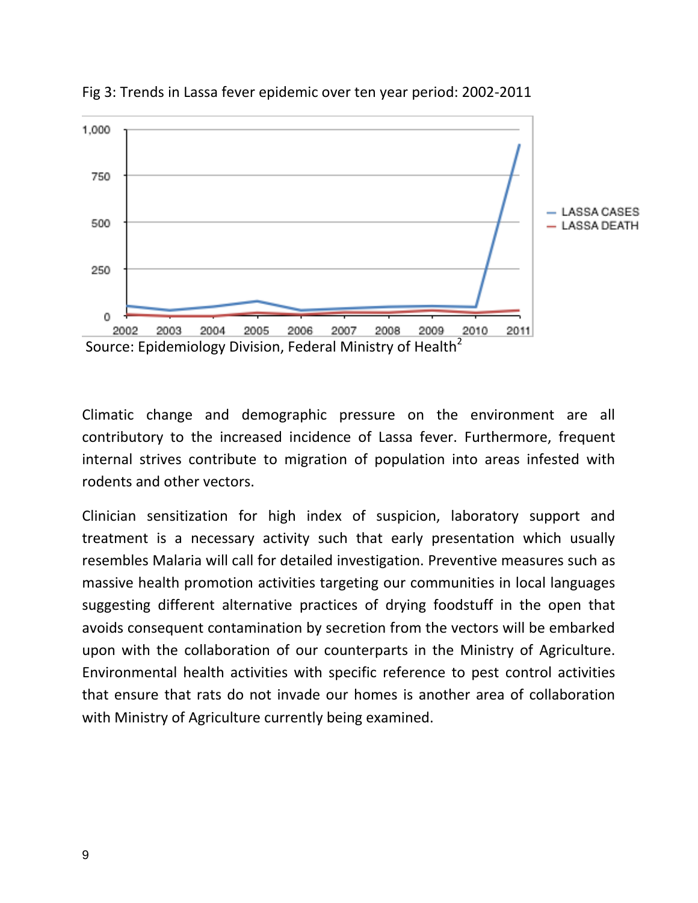Fig 3: Trends in Lassa fever epidemic over ten year period: 2002-2011

Source: Epidemiology Division, Federal Ministry of Health[2]

Climatic change and demographic pressure on the environment are all contributory to the increased incidence of Lassa fever. Furthermore, frequent internal strives contribute to migration of population into areas infested with rodents and other vectors.

Clinician sensitization for high index of suspicion, laboratory support and treatment is a necessary activity such that early presentation which usually resembles Malaria will call for detailed investigation. Preventive measures such as massive health promotion activities targeting our communities in local languages suggesting different alternative practices of drying foodstuff in the open that avoids consequent contamination by secretion from the vectors will be embarked upon with the collaboration of our counterparts in the Ministry of Agriculture. Environmental health activities with specific reference to pest control activities that ensure that rats do not invade our homes is another area of collaboration with Ministry of Agriculture currently being examined.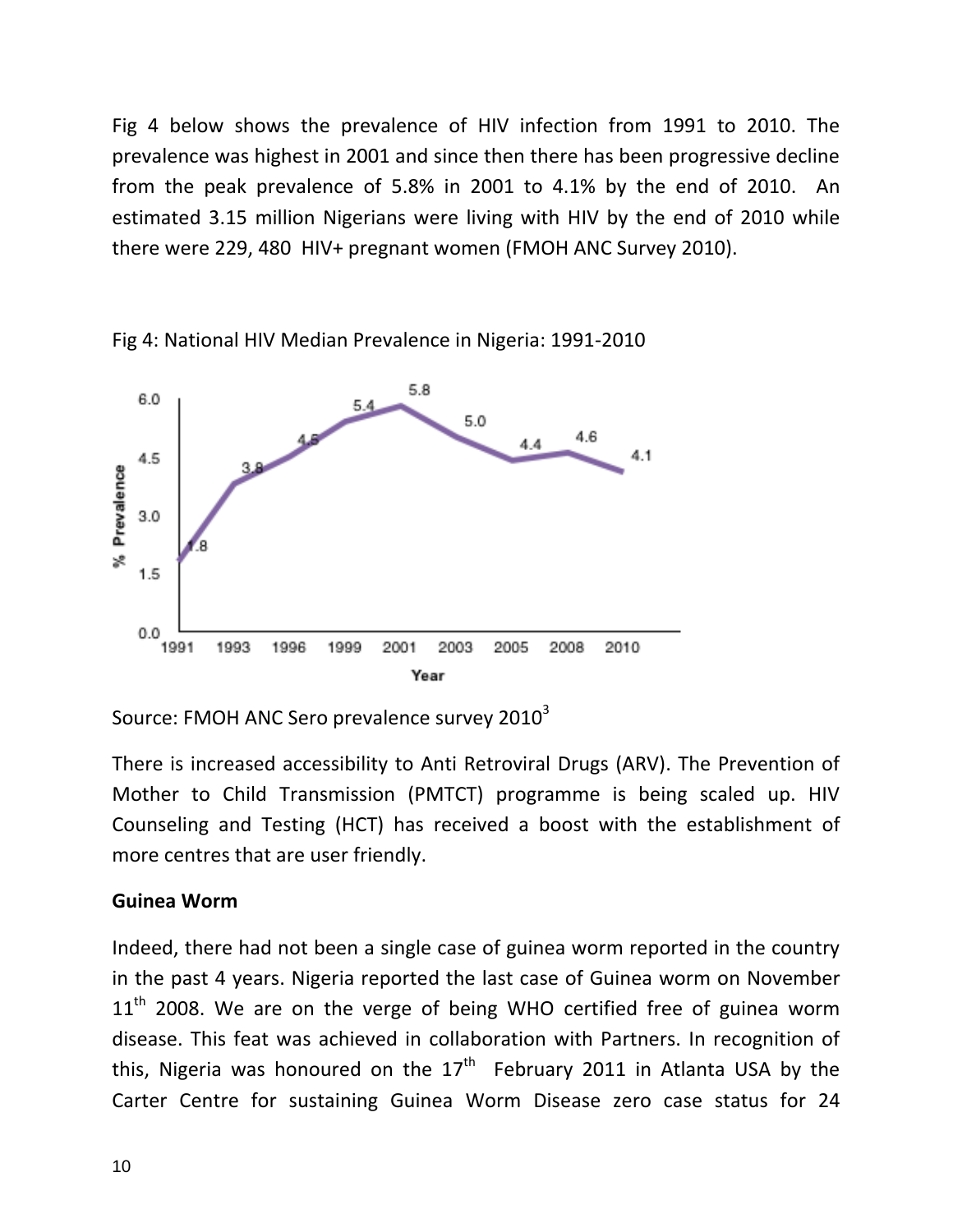Fig 4 below shows the prevalence of HIV infection from 1991 to 2010. The prevalence was highest in 2001 and since then there has been progressive decline from the peak prevalence of 5.8% in 2001 to 4.1% by the end of 2010. An estimated 3.15 million Nigerians were living with HIV by the end of 2010 while there were 229, 480 HIV+ pregnant women (FMOH ANC Survey 2010).

Fig 4: National HIV Median Prevalence in Nigeria: 1991-2010

Source: FMOH ANC Sero prevalence survey 2010[3]

There is increased accessibility to Anti Retroviral Drugs (ARV). The Prevention of Mother to Child Transmission (PMTCT) programme is being scaled up. HIV Counseling and Testing (HCT) has received a boost with the establishment of more centres that are user friendly.

**Guinea Worm**

Indeed, there had not been a single case of guinea worm reported in the country in the past 4 years. Nigeria reported the last case of Guinea worm on November 11th 2008. We are on the verge of being WHO certified free of guinea worm disease. This feat was achieved in collaboration with Partners. In recognition of this, Nigeria was honoured on the 17th February 2011 in Atlanta USA by the Carter Centre for sustaining Guinea Worm Disease zero case status for 24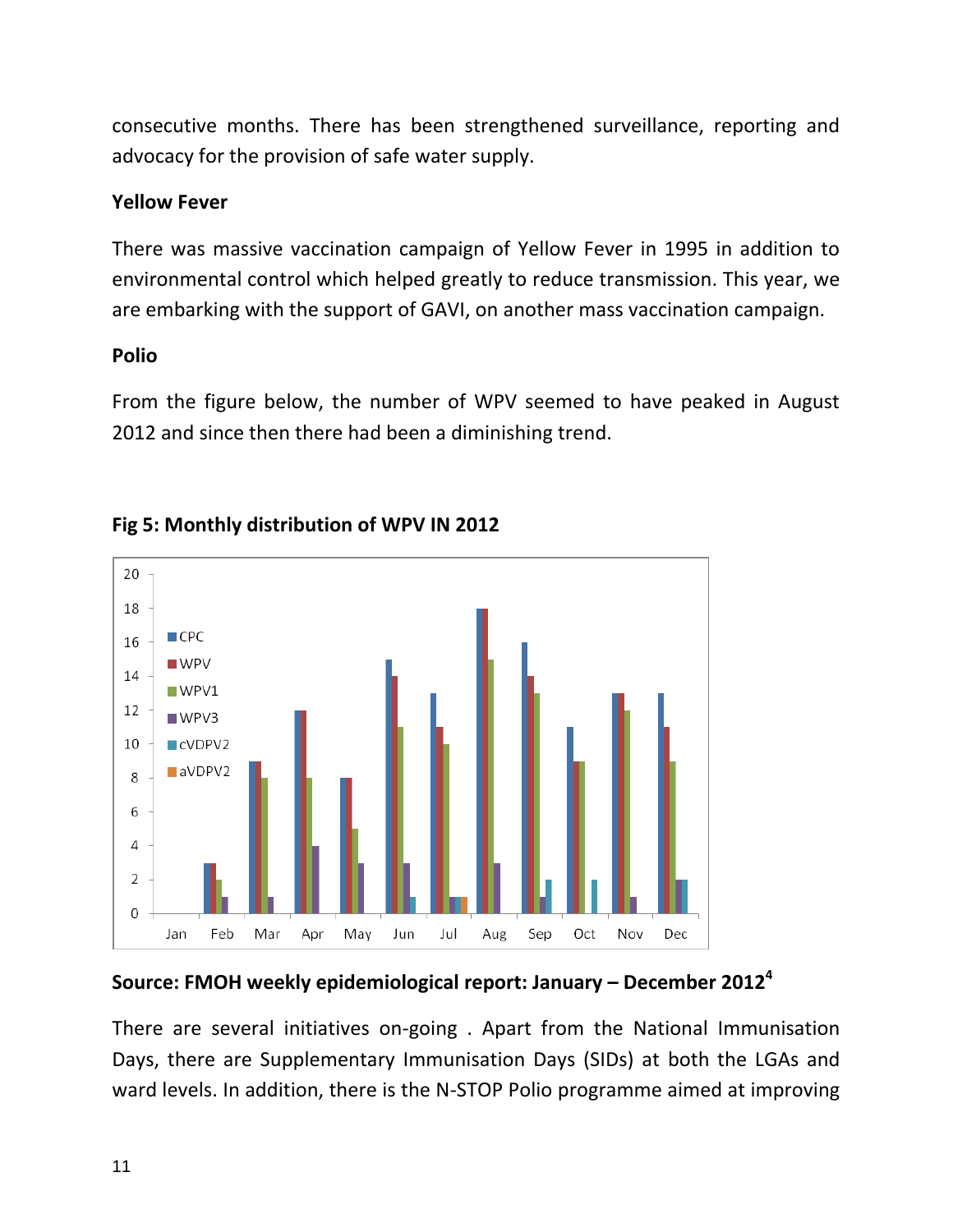consecutive months. There has been strengthened surveillance, reporting and advocacy for the provision of safe water supply.

**Yellow Fever**

There was massive vaccination campaign of Yellow Fever in 1995 in addition to environmental control which helped greatly to reduce transmission. This year, we are embarking with the support of GAVI, on another mass vaccination campaign.

**Polio**

From the figure below, the number of WPV seemed to have peaked in August 2012 and since then there had been a diminishing trend.

**Fig 5: Monthly distribution of WPV IN 2012**

**Source: FMOH weekly epidemiological report: January – December 2012[4]**

There are several initiatives on-going . Apart from the National Immunisation Days, there are Supplementary Immunisation Days (SIDs) at both the LGAs and ward levels. In addition, there is the N-STOP Polio programme aimed at improving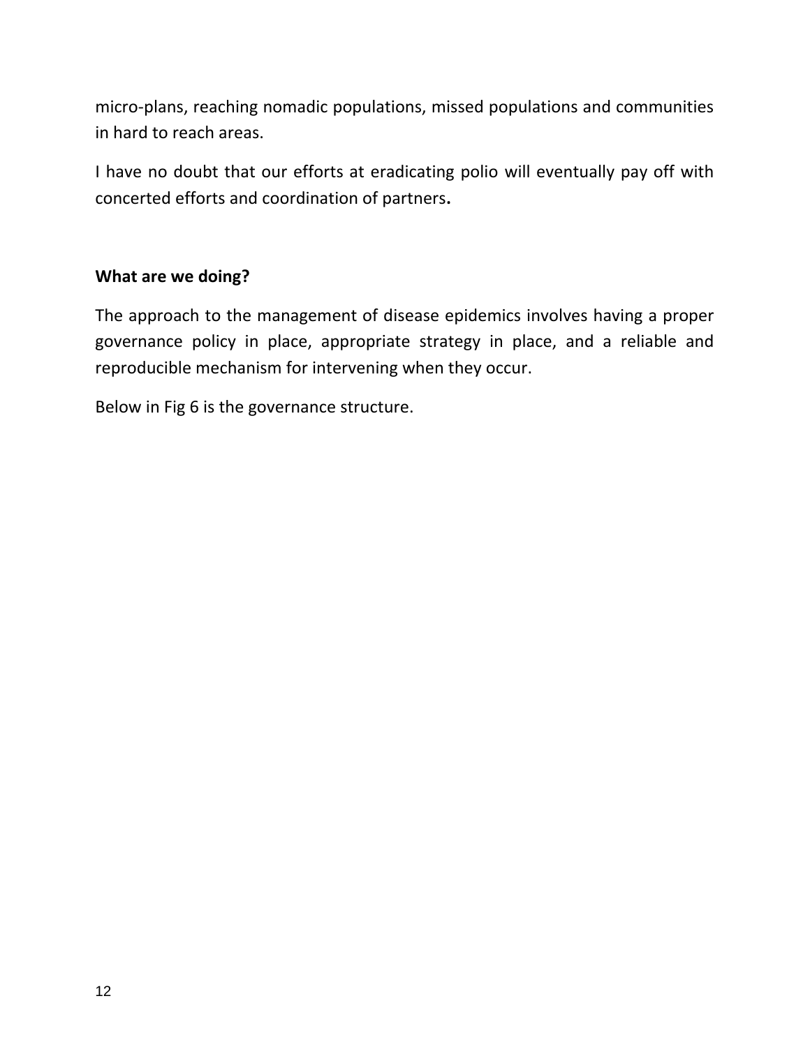micro-plans, reaching nomadic populations, missed populations and communities in hard to reach areas.

I have no doubt that our efforts at eradicating polio will eventually pay off with concerted efforts and coordination of partners**.**

### What are we doing?

The approach to the management of disease epidemics involves having a proper governance policy in place, appropriate strategy in place, and a reliable and reproducible mechanism for intervening when they occur.

Below in Fig 6 is the governance structure.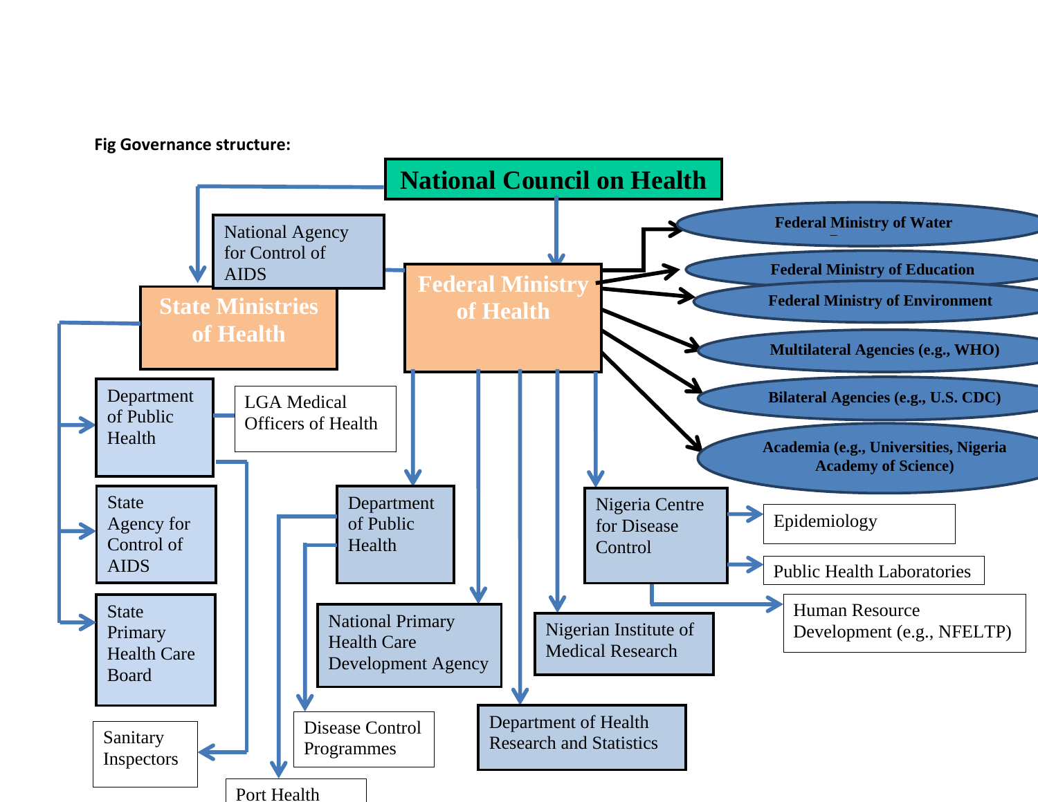**Fig Governance structure:**

National Council on Health

National Agency for Control of AIDS

State Ministries of Health

Federal Ministry of Health

Federal Ministry of Water

Federal Ministry of Education

Federal Ministry of Environment

Multilateral Agencies (e.g., WHO)

Bilateral Agencies (e.g., U.S. CDC)

Academia (e.g., Universities, Nigeria Academy of Science)

Department of Public Health

LGA Medical Officers of Health

State Agency for Control of AIDS

State Primary Health Care Board

Sanitary Inspectors

Department of Public Health

National Primary Health Care Development Agency

Disease Control Programmes

Port Health

Department of Health Research and Statistics

Nigerian Institute of Medical Research

Nigeria Centre for Disease Control

Epidemiology

Public Health Laboratories

Human Resource Development (e.g., NFELTP)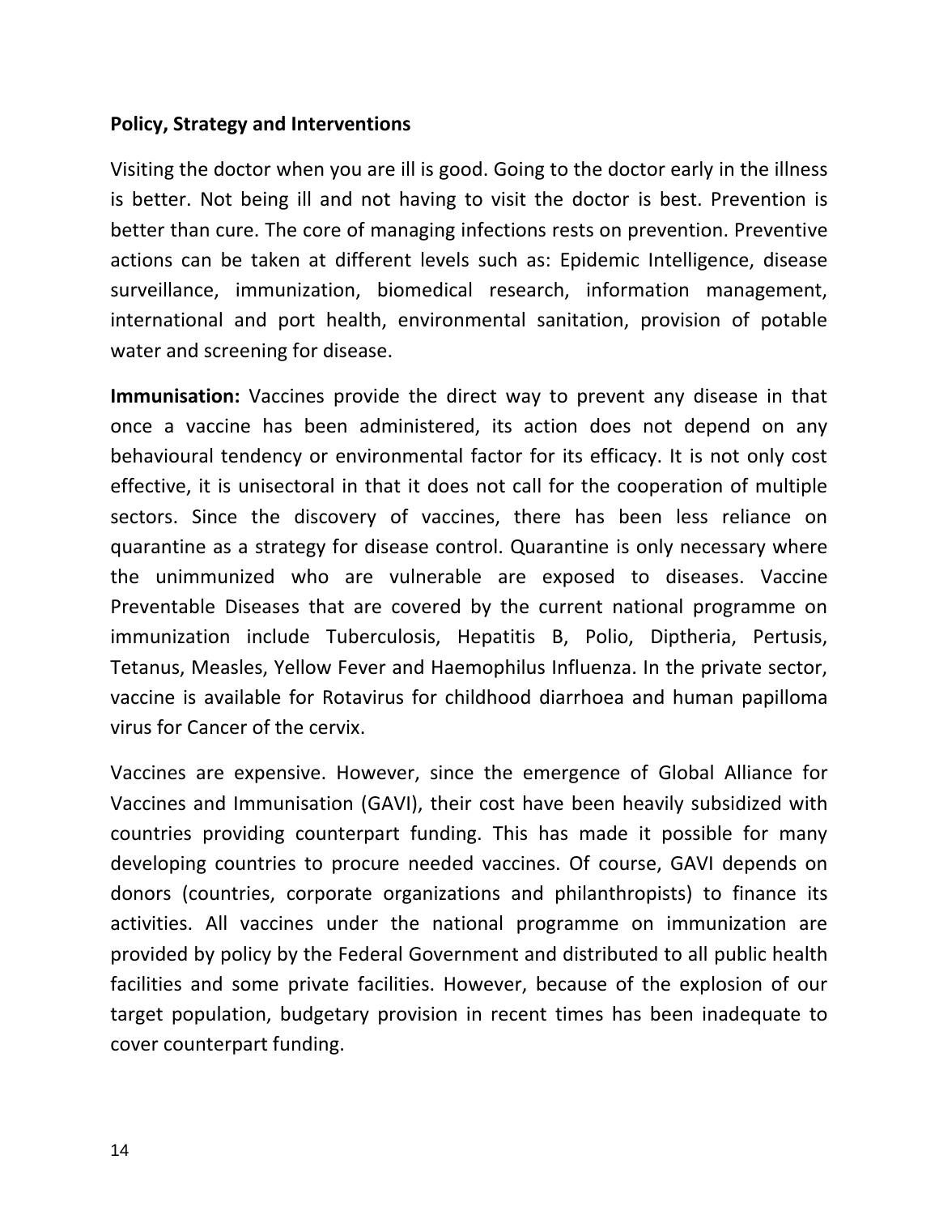**Policy, Strategy and Interventions**

Visiting the doctor when you are ill is good. Going to the doctor early in the illness is better. Not being ill and not having to visit the doctor is best. Prevention is better than cure. The core of managing infections rests on prevention. Preventive actions can be taken at different levels such as: Epidemic Intelligence, disease surveillance, immunization, biomedical research, information management, international and port health, environmental sanitation, provision of potable water and screening for disease.

**Immunisation:** Vaccines provide the direct way to prevent any disease in that once a vaccine has been administered, its action does not depend on any behavioural tendency or environmental factor for its efficacy. It is not only cost effective, it is unisectoral in that it does not call for the cooperation of multiple sectors. Since the discovery of vaccines, there has been less reliance on quarantine as a strategy for disease control. Quarantine is only necessary where the unimmunized who are vulnerable are exposed to diseases. Vaccine Preventable Diseases that are covered by the current national programme on immunization include Tuberculosis, Hepatitis B, Polio, Diptheria, Pertusis, Tetanus, Measles, Yellow Fever and Haemophilus Influenza. In the private sector, vaccine is available for Rotavirus for childhood diarrhoea and human papilloma virus for Cancer of the cervix.

Vaccines are expensive. However, since the emergence of Global Alliance for Vaccines and Immunisation (GAVI), their cost have been heavily subsidized with countries providing counterpart funding. This has made it possible for many developing countries to procure needed vaccines. Of course, GAVI depends on donors (countries, corporate organizations and philanthropists) to finance its activities. All vaccines under the national programme on immunization are provided by policy by the Federal Government and distributed to all public health facilities and some private facilities. However, because of the explosion of our target population, budgetary provision in recent times has been inadequate to cover counterpart funding.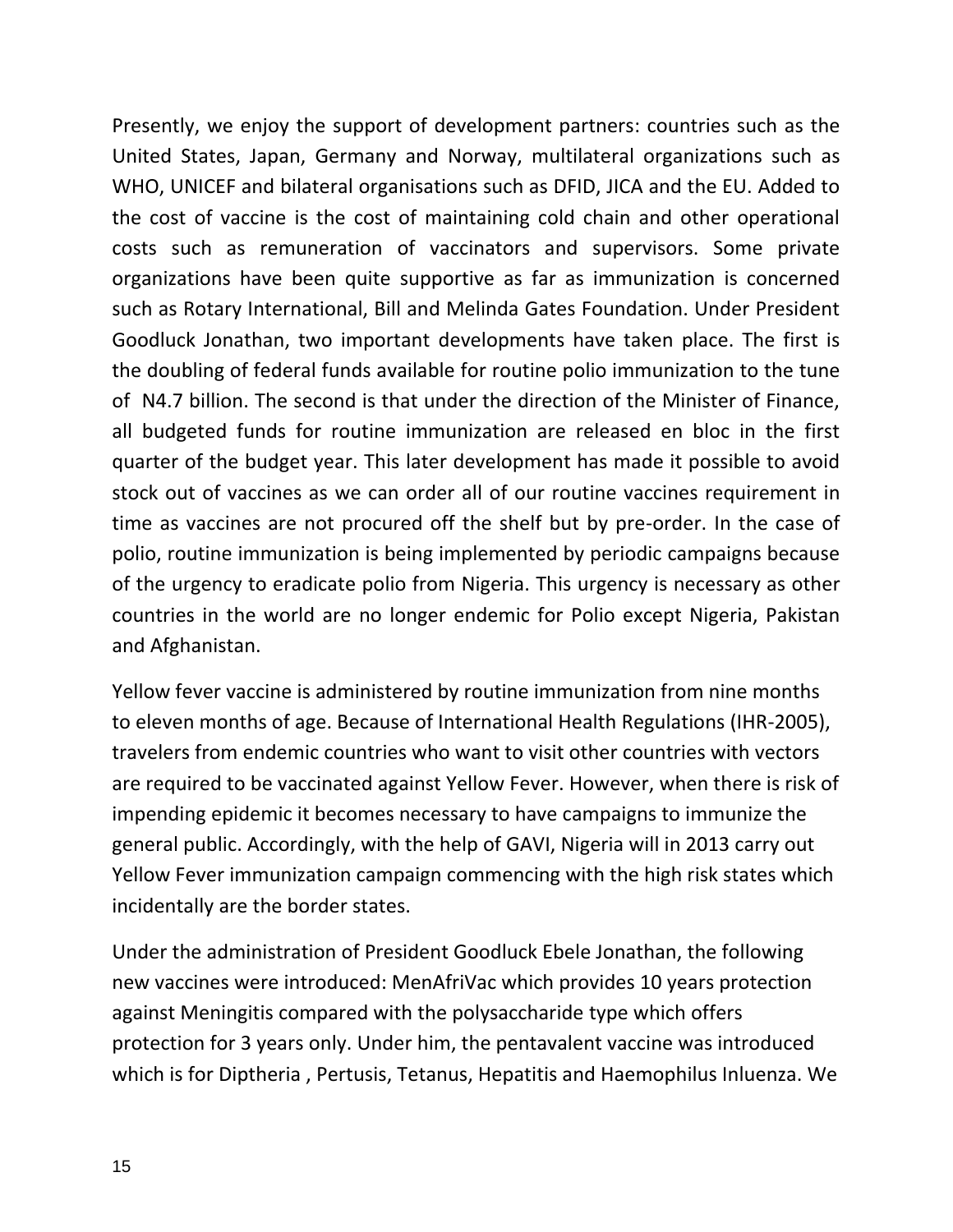Presently, we enjoy the support of development partners: countries such as the United States, Japan, Germany and Norway, multilateral organizations such as WHO, UNICEF and bilateral organisations such as DFID, JICA and the EU. Added to the cost of vaccine is the cost of maintaining cold chain and other operational costs such as remuneration of vaccinators and supervisors. Some private organizations have been quite supportive as far as immunization is concerned such as Rotary International, Bill and Melinda Gates Foundation. Under President Goodluck Jonathan, two important developments have taken place. The first is the doubling of federal funds available for routine polio immunization to the tune of N4.7 billion. The second is that under the direction of the Minister of Finance, all budgeted funds for routine immunization are released en bloc in the first quarter of the budget year. This later development has made it possible to avoid stock out of vaccines as we can order all of our routine vaccines requirement in time as vaccines are not procured off the shelf but by pre-order. In the case of polio, routine immunization is being implemented by periodic campaigns because of the urgency to eradicate polio from Nigeria. This urgency is necessary as other countries in the world are no longer endemic for Polio except Nigeria, Pakistan and Afghanistan.

Yellow fever vaccine is administered by routine immunization from nine months to eleven months of age. Because of International Health Regulations (IHR-2005), travelers from endemic countries who want to visit other countries with vectors are required to be vaccinated against Yellow Fever. However, when there is risk of impending epidemic it becomes necessary to have campaigns to immunize the general public. Accordingly, with the help of GAVI, Nigeria will in 2013 carry out Yellow Fever immunization campaign commencing with the high risk states which incidentally are the border states.

Under the administration of President Goodluck Ebele Jonathan, the following new vaccines were introduced: MenAfriVac which provides 10 years protection against Meningitis compared with the polysaccharide type which offers protection for 3 years only. Under him, the pentavalent vaccine was introduced which is for Diptheria , Pertusis, Tetanus, Hepatitis and Haemophilus Inluenza. We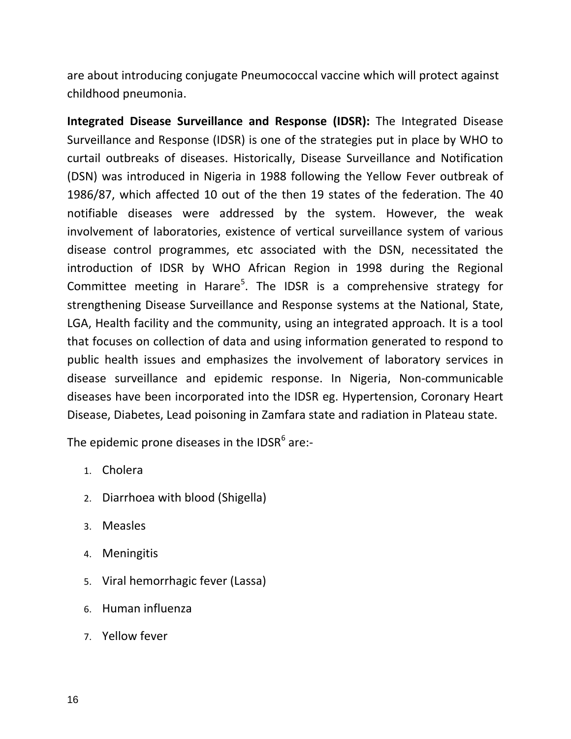are about introducing conjugate Pneumococcal vaccine which will protect against childhood pneumonia.

**Integrated Disease Surveillance and Response (IDSR):** The Integrated Disease Surveillance and Response (IDSR) is one of the strategies put in place by WHO to curtail outbreaks of diseases. Historically, Disease Surveillance and Notification (DSN) was introduced in Nigeria in 1988 following the Yellow Fever outbreak of 1986/87, which affected 10 out of the then 19 states of the federation. The 40 notifiable diseases were addressed by the system. However, the weak involvement of laboratories, existence of vertical surveillance system of various disease control programmes, etc associated with the DSN, necessitated the introduction of IDSR by WHO African Region in 1998 during the Regional Committee meeting in Harare[5]. The IDSR is a comprehensive strategy for strengthening Disease Surveillance and Response systems at the National, State, LGA, Health facility and the community, using an integrated approach. It is a tool that focuses on collection of data and using information generated to respond to public health issues and emphasizes the involvement of laboratory services in disease surveillance and epidemic response. In Nigeria, Non-communicable diseases have been incorporated into the IDSR eg. Hypertension, Coronary Heart Disease, Diabetes, Lead poisoning in Zamfara state and radiation in Plateau state.

The epidemic prone diseases in the IDSR[6] are:-

1. Cholera
2. Diarrhoea with blood (Shigella)
3. Measles
4. Meningitis
5. Viral hemorrhagic fever (Lassa)
6. Human influenza
7. Yellow fever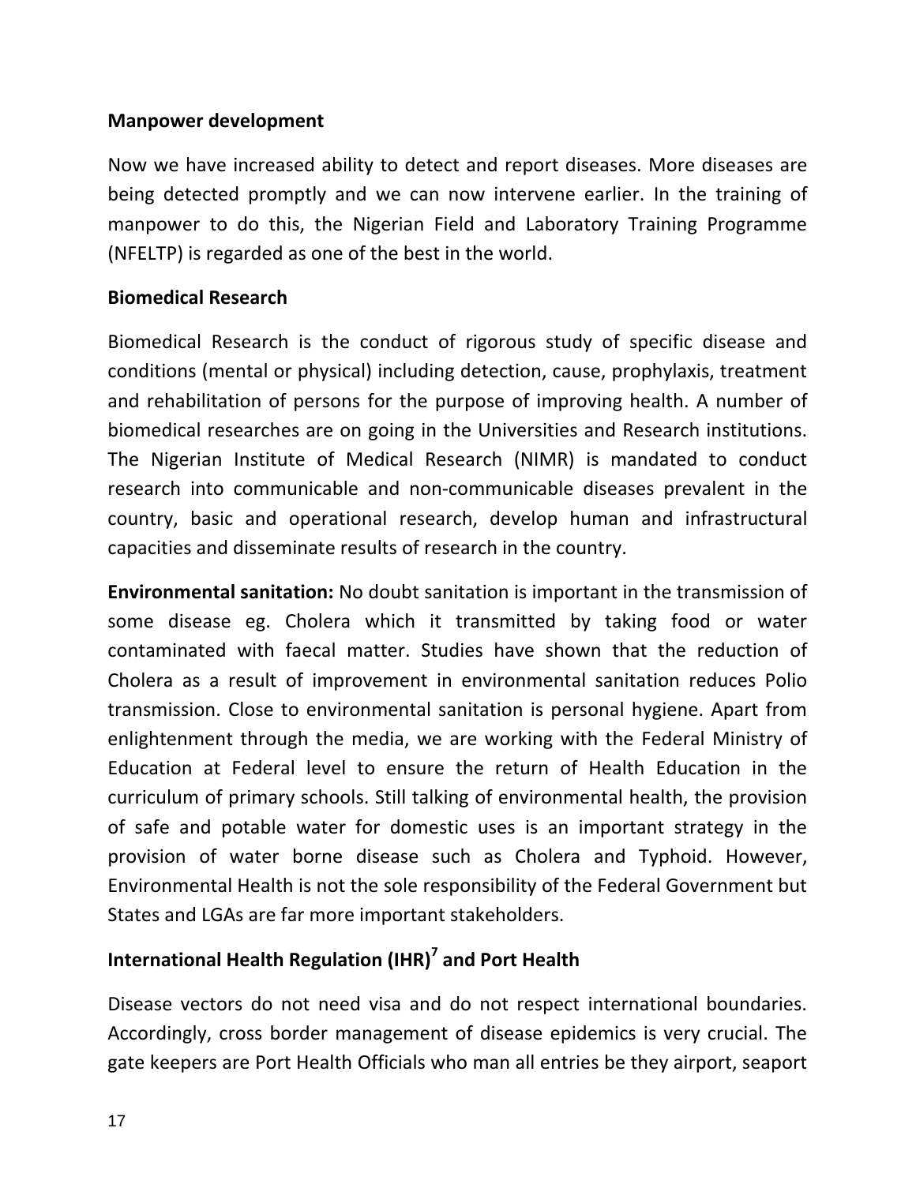**Manpower development**

Now we have increased ability to detect and report diseases. More diseases are being detected promptly and we can now intervene earlier. In the training of manpower to do this, the Nigerian Field and Laboratory Training Programme (NFELTP) is regarded as one of the best in the world.

**Biomedical Research**

Biomedical Research is the conduct of rigorous study of specific disease and conditions (mental or physical) including detection, cause, prophylaxis, treatment and rehabilitation of persons for the purpose of improving health. A number of biomedical researches are on going in the Universities and Research institutions. The Nigerian Institute of Medical Research (NIMR) is mandated to conduct research into communicable and non-communicable diseases prevalent in the country, basic and operational research, develop human and infrastructural capacities and disseminate results of research in the country.

**Environmental sanitation:** No doubt sanitation is important in the transmission of some disease eg. Cholera which it transmitted by taking food or water contaminated with faecal matter. Studies have shown that the reduction of Cholera as a result of improvement in environmental sanitation reduces Polio transmission. Close to environmental sanitation is personal hygiene. Apart from enlightenment through the media, we are working with the Federal Ministry of Education at Federal level to ensure the return of Health Education in the curriculum of primary schools. Still talking of environmental health, the provision of safe and potable water for domestic uses is an important strategy in the provision of water borne disease such as Cholera and Typhoid. However, Environmental Health is not the sole responsibility of the Federal Government but States and LGAs are far more important stakeholders.

**International Health Regulation (IHR)[7] and Port Health**

Disease vectors do not need visa and do not respect international boundaries. Accordingly, cross border management of disease epidemics is very crucial. The gate keepers are Port Health Officials who man all entries be they airport, seaport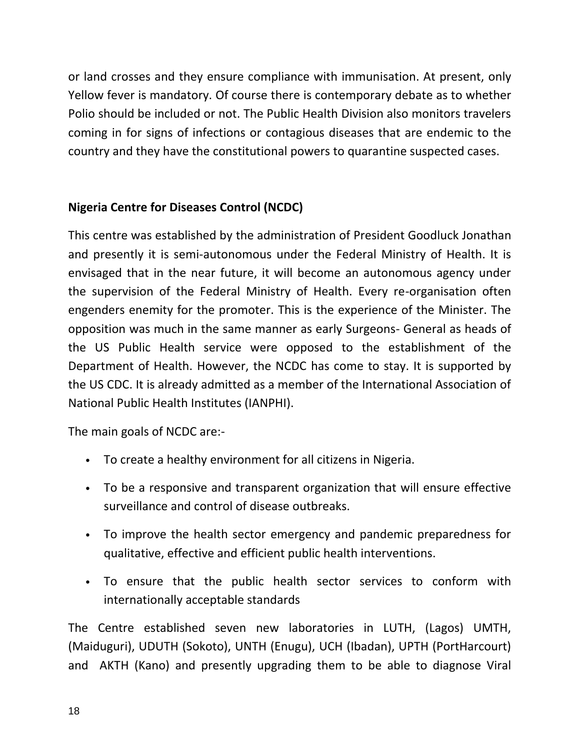or land crosses and they ensure compliance with immunisation. At present, only Yellow fever is mandatory. Of course there is contemporary debate as to whether Polio should be included or not. The Public Health Division also monitors travelers coming in for signs of infections or contagious diseases that are endemic to the country and they have the constitutional powers to quarantine suspected cases.

**Nigeria Centre for Diseases Control (NCDC)**

This centre was established by the administration of President Goodluck Jonathan and presently it is semi-autonomous under the Federal Ministry of Health. It is envisaged that in the near future, it will become an autonomous agency under the supervision of the Federal Ministry of Health. Every re-organisation often engenders enemity for the promoter. This is the experience of the Minister. The opposition was much in the same manner as early Surgeons- General as heads of the US Public Health service were opposed to the establishment of the Department of Health. However, the NCDC has come to stay. It is supported by the US CDC. It is already admitted as a member of the International Association of National Public Health Institutes (IANPHI).

The main goals of NCDC are:-

- To create a healthy environment for all citizens in Nigeria.
- To be a responsive and transparent organization that will ensure effective surveillance and control of disease outbreaks.
- To improve the health sector emergency and pandemic preparedness for qualitative, effective and efficient public health interventions.
- To ensure that the public health sector services to conform with internationally acceptable standards

The Centre established seven new laboratories in LUTH, (Lagos) UMTH, (Maiduguri), UDUTH (Sokoto), UNTH (Enugu), UCH (Ibadan), UPTH (PortHarcourt) and AKTH (Kano) and presently upgrading them to be able to diagnose Viral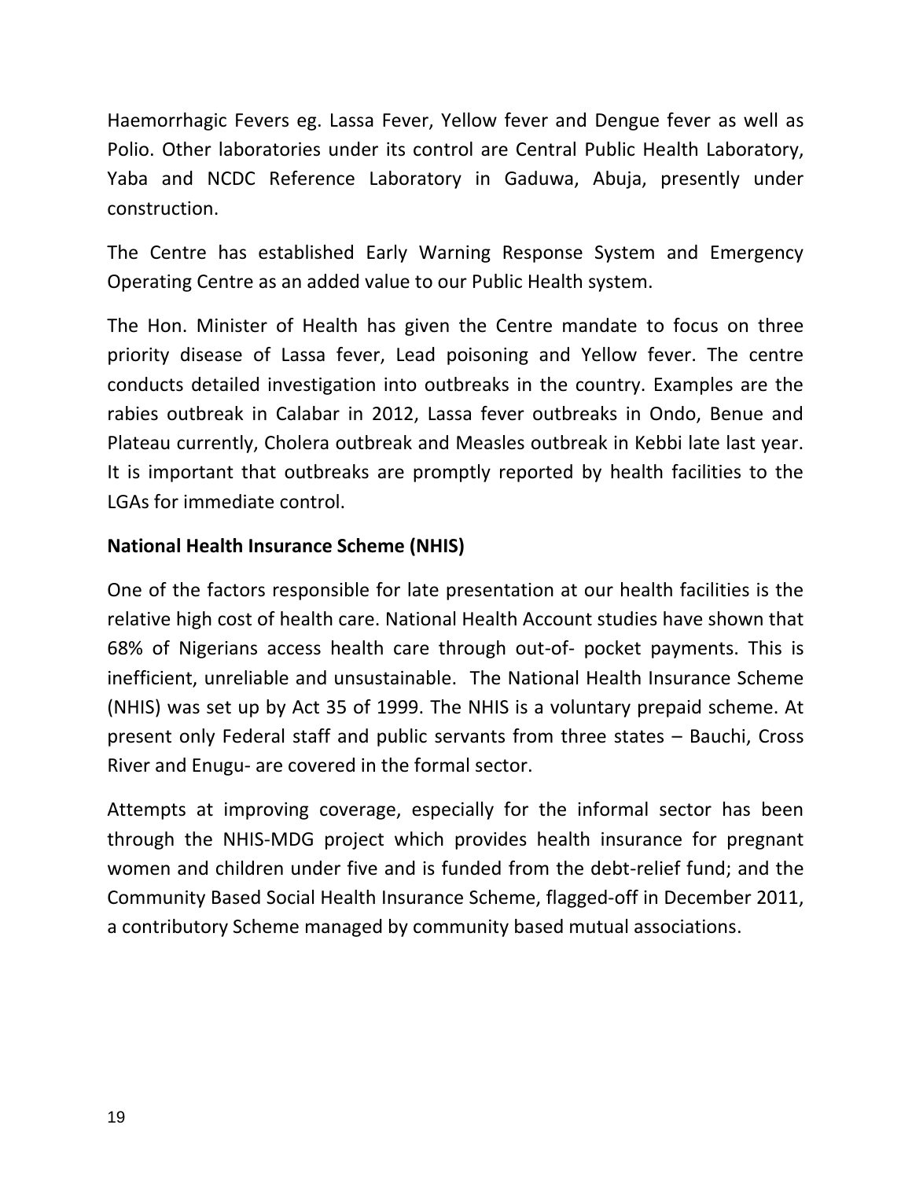Haemorrhagic Fevers eg. Lassa Fever, Yellow fever and Dengue fever as well as Polio. Other laboratories under its control are Central Public Health Laboratory, Yaba and NCDC Reference Laboratory in Gaduwa, Abuja, presently under construction.

The Centre has established Early Warning Response System and Emergency Operating Centre as an added value to our Public Health system.

The Hon. Minister of Health has given the Centre mandate to focus on three priority disease of Lassa fever, Lead poisoning and Yellow fever. The centre conducts detailed investigation into outbreaks in the country. Examples are the rabies outbreak in Calabar in 2012, Lassa fever outbreaks in Ondo, Benue and Plateau currently, Cholera outbreak and Measles outbreak in Kebbi late last year. It is important that outbreaks are promptly reported by health facilities to the LGAs for immediate control.

**National Health Insurance Scheme (NHIS)**

One of the factors responsible for late presentation at our health facilities is the relative high cost of health care. National Health Account studies have shown that 68% of Nigerians access health care through out-of- pocket payments. This is inefficient, unreliable and unsustainable. The National Health Insurance Scheme (NHIS) was set up by Act 35 of 1999. The NHIS is a voluntary prepaid scheme. At present only Federal staff and public servants from three states – Bauchi, Cross River and Enugu- are covered in the formal sector.

Attempts at improving coverage, especially for the informal sector has been through the NHIS-MDG project which provides health insurance for pregnant women and children under five and is funded from the debt-relief fund; and the Community Based Social Health Insurance Scheme, flagged-off in December 2011, a contributory Scheme managed by community based mutual associations.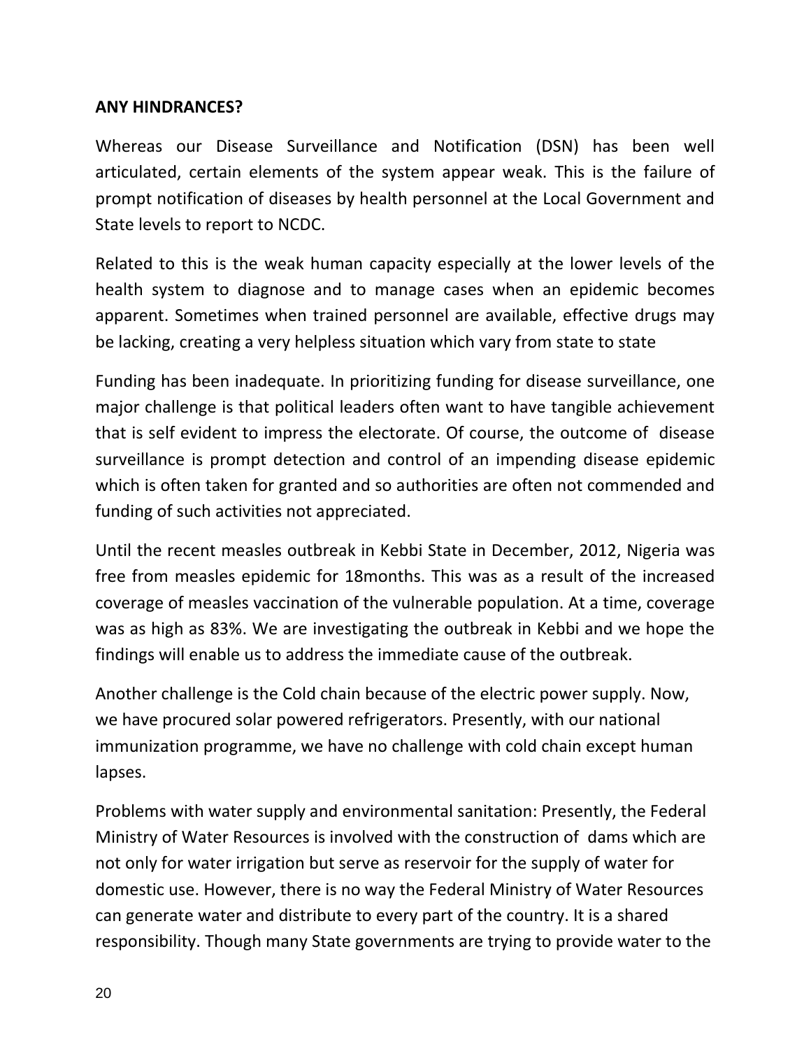**ANY HINDRANCES?**

Whereas our Disease Surveillance and Notification (DSN) has been well articulated, certain elements of the system appear weak. This is the failure of prompt notification of diseases by health personnel at the Local Government and State levels to report to NCDC.

Related to this is the weak human capacity especially at the lower levels of the health system to diagnose and to manage cases when an epidemic becomes apparent. Sometimes when trained personnel are available, effective drugs may be lacking, creating a very helpless situation which vary from state to state

Funding has been inadequate. In prioritizing funding for disease surveillance, one major challenge is that political leaders often want to have tangible achievement that is self evident to impress the electorate. Of course, the outcome of disease surveillance is prompt detection and control of an impending disease epidemic which is often taken for granted and so authorities are often not commended and funding of such activities not appreciated.

Until the recent measles outbreak in Kebbi State in December, 2012, Nigeria was free from measles epidemic for 18months. This was as a result of the increased coverage of measles vaccination of the vulnerable population. At a time, coverage was as high as 83%. We are investigating the outbreak in Kebbi and we hope the findings will enable us to address the immediate cause of the outbreak.

Another challenge is the Cold chain because of the electric power supply. Now, we have procured solar powered refrigerators. Presently, with our national immunization programme, we have no challenge with cold chain except human lapses.

Problems with water supply and environmental sanitation: Presently, the Federal Ministry of Water Resources is involved with the construction of dams which are not only for water irrigation but serve as reservoir for the supply of water for domestic use. However, there is no way the Federal Ministry of Water Resources can generate water and distribute to every part of the country. It is a shared responsibility. Though many State governments are trying to provide water to the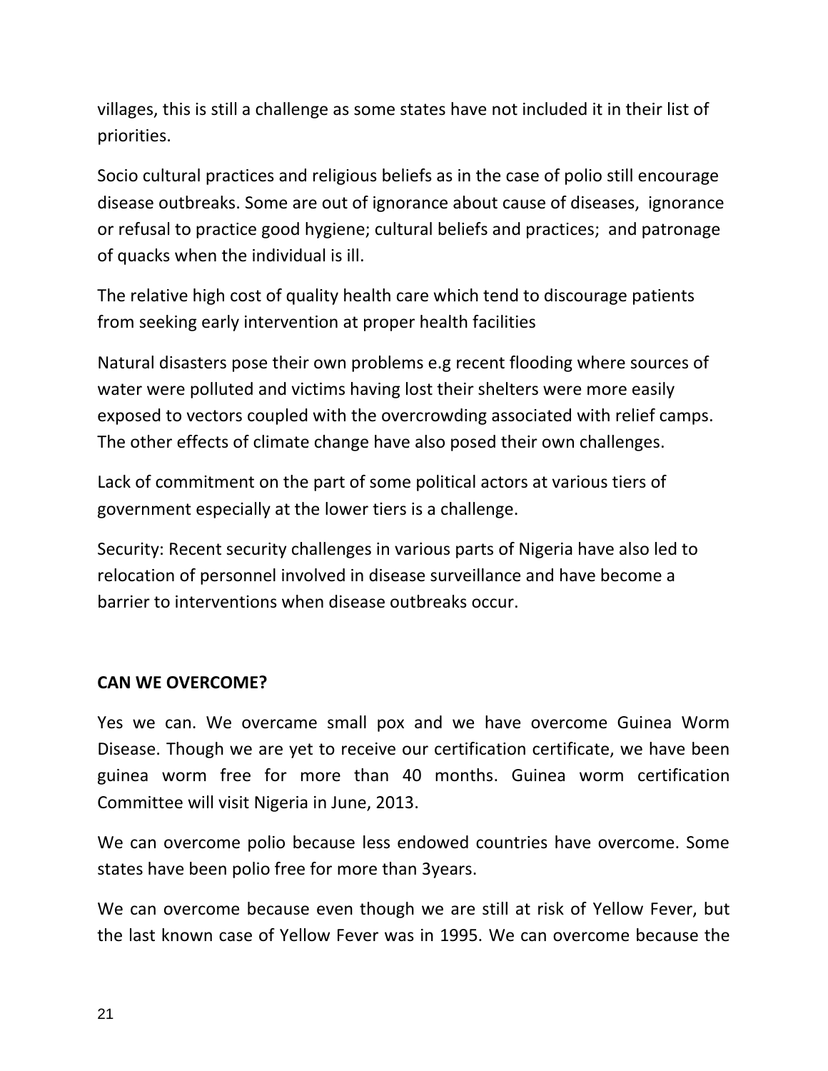villages, this is still a challenge as some states have not included it in their list of priorities.

Socio cultural practices and religious beliefs as in the case of polio still encourage disease outbreaks. Some are out of ignorance about cause of diseases, ignorance or refusal to practice good hygiene; cultural beliefs and practices; and patronage of quacks when the individual is ill.

The relative high cost of quality health care which tend to discourage patients from seeking early intervention at proper health facilities

Natural disasters pose their own problems e.g recent flooding where sources of water were polluted and victims having lost their shelters were more easily exposed to vectors coupled with the overcrowding associated with relief camps. The other effects of climate change have also posed their own challenges.

Lack of commitment on the part of some political actors at various tiers of government especially at the lower tiers is a challenge.

Security: Recent security challenges in various parts of Nigeria have also led to relocation of personnel involved in disease surveillance and have become a barrier to interventions when disease outbreaks occur.

**CAN WE OVERCOME?**

Yes we can. We overcame small pox and we have overcome Guinea Worm Disease. Though we are yet to receive our certification certificate, we have been guinea worm free for more than 40 months. Guinea worm certification Committee will visit Nigeria in June, 2013.

We can overcome polio because less endowed countries have overcome. Some states have been polio free for more than 3years.

We can overcome because even though we are still at risk of Yellow Fever, but the last known case of Yellow Fever was in 1995. We can overcome because the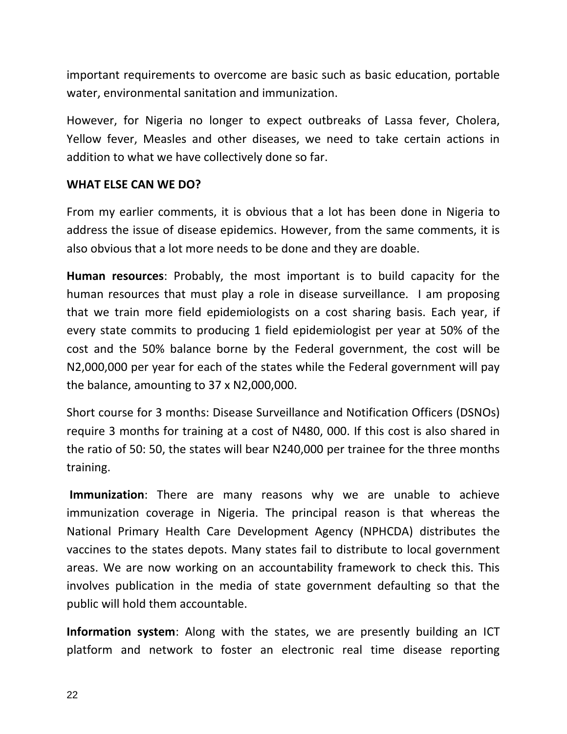important requirements to overcome are basic such as basic education, portable water, environmental sanitation and immunization.

However, for Nigeria no longer to expect outbreaks of Lassa fever, Cholera, Yellow fever, Measles and other diseases, we need to take certain actions in addition to what we have collectively done so far.

**WHAT ELSE CAN WE DO?**

From my earlier comments, it is obvious that a lot has been done in Nigeria to address the issue of disease epidemics. However, from the same comments, it is also obvious that a lot more needs to be done and they are doable.

**Human resources**: Probably, the most important is to build capacity for the human resources that must play a role in disease surveillance. I am proposing that we train more field epidemiologists on a cost sharing basis. Each year, if every state commits to producing 1 field epidemiologist per year at 50% of the cost and the 50% balance borne by the Federal government, the cost will be N2,000,000 per year for each of the states while the Federal government will pay the balance, amounting to 37 x N2,000,000.

Short course for 3 months: Disease Surveillance and Notification Officers (DSNOs) require 3 months for training at a cost of N480, 000. If this cost is also shared in the ratio of 50: 50, the states will bear N240,000 per trainee for the three months training.

**Immunization**: There are many reasons why we are unable to achieve immunization coverage in Nigeria. The principal reason is that whereas the National Primary Health Care Development Agency (NPHCDA) distributes the vaccines to the states depots. Many states fail to distribute to local government areas. We are now working on an accountability framework to check this. This involves publication in the media of state government defaulting so that the public will hold them accountable.

**Information system**: Along with the states, we are presently building an ICT platform and network to foster an electronic real time disease reporting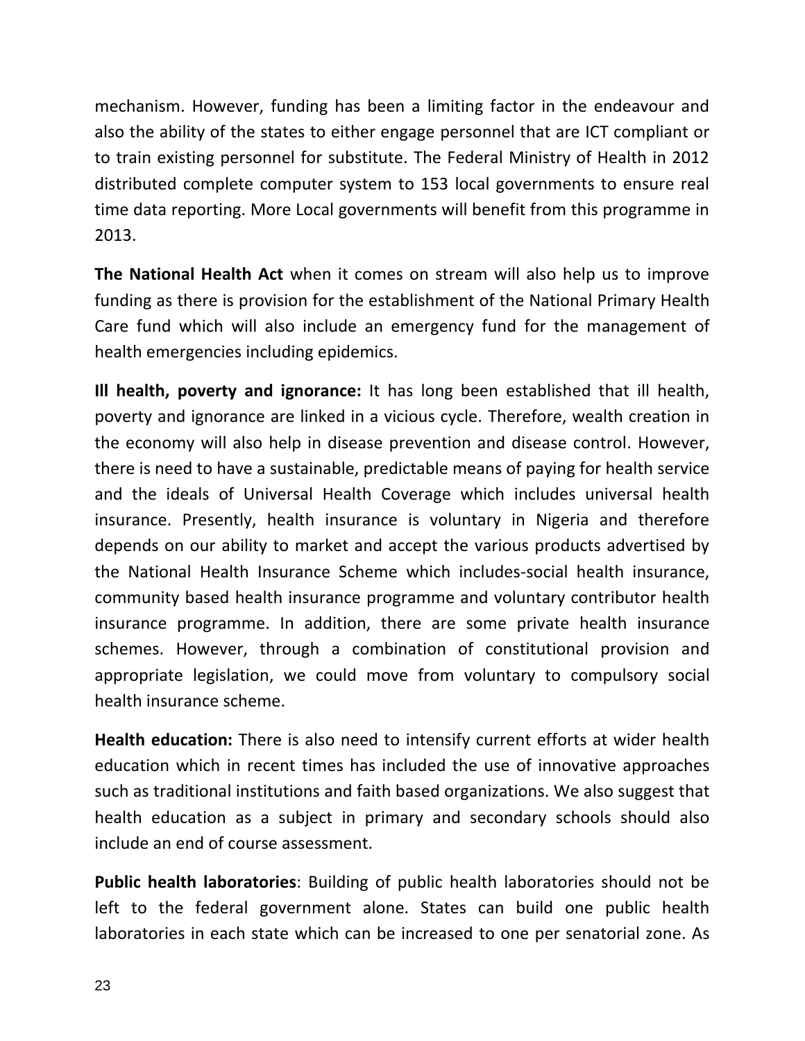mechanism. However, funding has been a limiting factor in the endeavour and also the ability of the states to either engage personnel that are ICT compliant or to train existing personnel for substitute. The Federal Ministry of Health in 2012 distributed complete computer system to 153 local governments to ensure real time data reporting. More Local governments will benefit from this programme in 2013.

**The National Health Act** when it comes on stream will also help us to improve funding as there is provision for the establishment of the National Primary Health Care fund which will also include an emergency fund for the management of health emergencies including epidemics.

**Ill health, poverty and ignorance:** It has long been established that ill health, poverty and ignorance are linked in a vicious cycle. Therefore, wealth creation in the economy will also help in disease prevention and disease control. However, there is need to have a sustainable, predictable means of paying for health service and the ideals of Universal Health Coverage which includes universal health insurance. Presently, health insurance is voluntary in Nigeria and therefore depends on our ability to market and accept the various products advertised by the National Health Insurance Scheme which includes-social health insurance, community based health insurance programme and voluntary contributor health insurance programme. In addition, there are some private health insurance schemes. However, through a combination of constitutional provision and appropriate legislation, we could move from voluntary to compulsory social health insurance scheme.

**Health education:** There is also need to intensify current efforts at wider health education which in recent times has included the use of innovative approaches such as traditional institutions and faith based organizations. We also suggest that health education as a subject in primary and secondary schools should also include an end of course assessment.

**Public health laboratories**: Building of public health laboratories should not be left to the federal government alone. States can build one public health laboratories in each state which can be increased to one per senatorial zone. As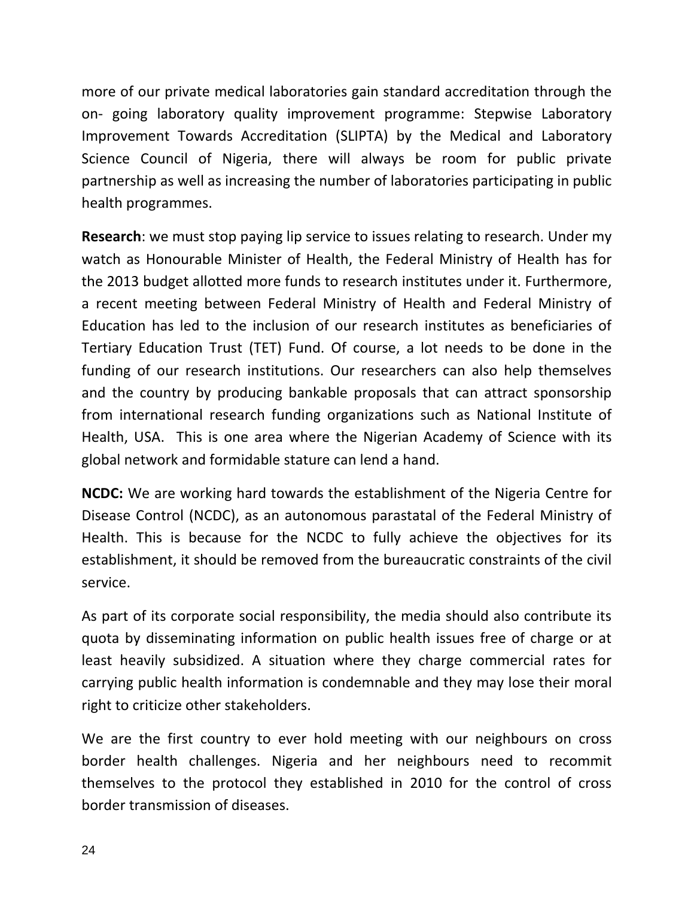more of our private medical laboratories gain standard accreditation through the on- going laboratory quality improvement programme: Stepwise Laboratory Improvement Towards Accreditation (SLIPTA) by the Medical and Laboratory Science Council of Nigeria, there will always be room for public private partnership as well as increasing the number of laboratories participating in public health programmes.

**Research**: we must stop paying lip service to issues relating to research. Under my watch as Honourable Minister of Health, the Federal Ministry of Health has for the 2013 budget allotted more funds to research institutes under it. Furthermore, a recent meeting between Federal Ministry of Health and Federal Ministry of Education has led to the inclusion of our research institutes as beneficiaries of Tertiary Education Trust (TET) Fund. Of course, a lot needs to be done in the funding of our research institutions. Our researchers can also help themselves and the country by producing bankable proposals that can attract sponsorship from international research funding organizations such as National Institute of Health, USA. This is one area where the Nigerian Academy of Science with its global network and formidable stature can lend a hand.

**NCDC:** We are working hard towards the establishment of the Nigeria Centre for Disease Control (NCDC), as an autonomous parastatal of the Federal Ministry of Health. This is because for the NCDC to fully achieve the objectives for its establishment, it should be removed from the bureaucratic constraints of the civil service.

As part of its corporate social responsibility, the media should also contribute its quota by disseminating information on public health issues free of charge or at least heavily subsidized. A situation where they charge commercial rates for carrying public health information is condemnable and they may lose their moral right to criticize other stakeholders.

We are the first country to ever hold meeting with our neighbours on cross border health challenges. Nigeria and her neighbours need to recommit themselves to the protocol they established in 2010 for the control of cross border transmission of diseases.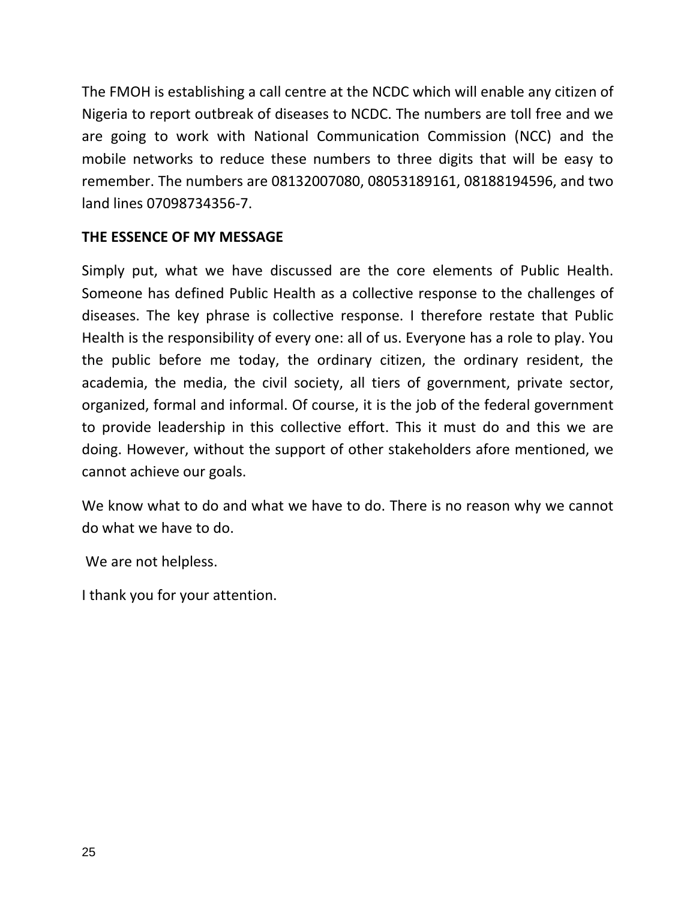The FMOH is establishing a call centre at the NCDC which will enable any citizen of Nigeria to report outbreak of diseases to NCDC. The numbers are toll free and we are going to work with National Communication Commission (NCC) and the mobile networks to reduce these numbers to three digits that will be easy to remember. The numbers are 08132007080, 08053189161, 08188194596, and two land lines 07098734356-7.

**THE ESSENCE OF MY MESSAGE**

Simply put, what we have discussed are the core elements of Public Health. Someone has defined Public Health as a collective response to the challenges of diseases. The key phrase is collective response. I therefore restate that Public Health is the responsibility of every one: all of us. Everyone has a role to play. You the public before me today, the ordinary citizen, the ordinary resident, the academia, the media, the civil society, all tiers of government, private sector, organized, formal and informal. Of course, it is the job of the federal government to provide leadership in this collective effort. This it must do and this we are doing. However, without the support of other stakeholders afore mentioned, we cannot achieve our goals.

We know what to do and what we have to do. There is no reason why we cannot do what we have to do.

We are not helpless.

I thank you for your attention.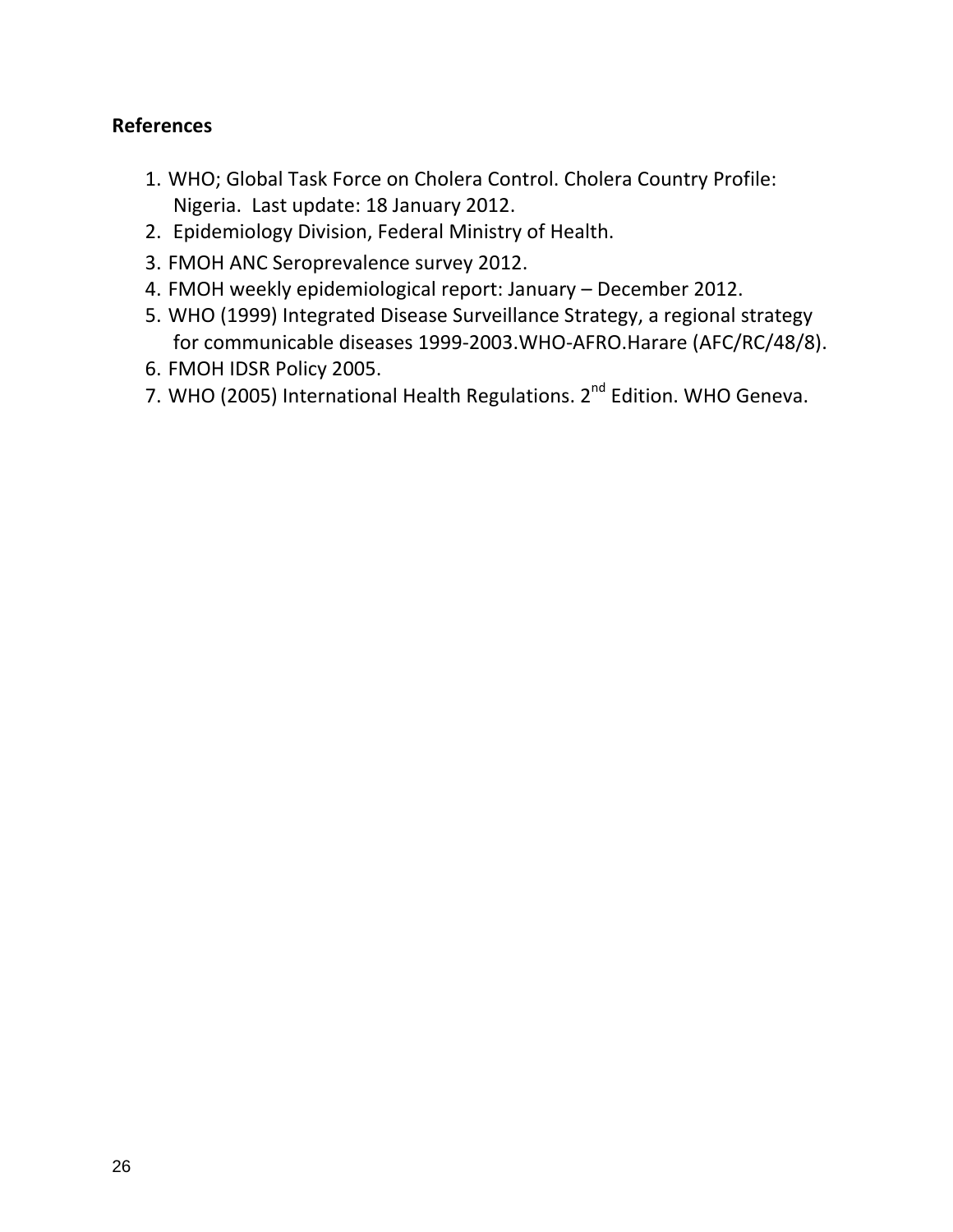**References**

1. WHO; Global Task Force on Cholera Control. Cholera Country Profile: Nigeria. Last update: 18 January 2012.
2. Epidemiology Division, Federal Ministry of Health.
3. FMOH ANC Seroprevalence survey 2012.
4. FMOH weekly epidemiological report: January – December 2012.
5. WHO (1999) Integrated Disease Surveillance Strategy, a regional strategy for communicable diseases 1999-2003.WHO-AFRO.Harare (AFC/RC/48/8).
6. FMOH IDSR Policy 2005.
7. WHO (2005) International Health Regulations. 2$^{nd}$ Edition. WHO Geneva.